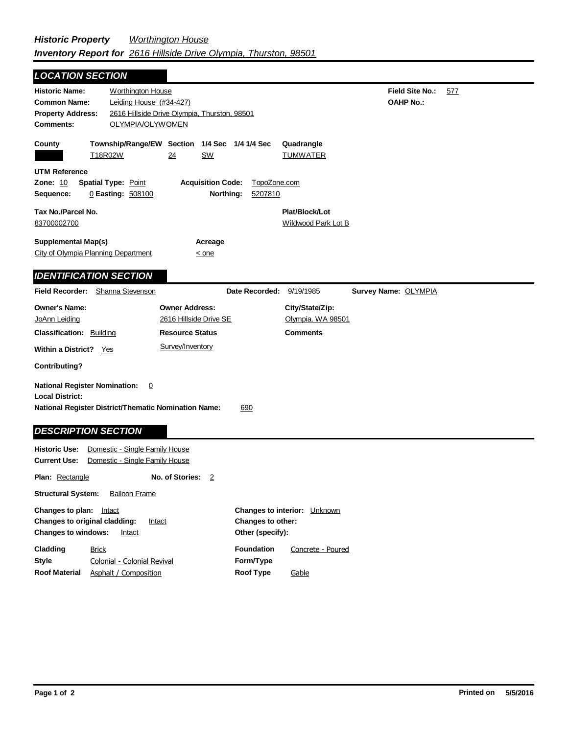## *Historic Property* *Worthington House*
## *Inventory Report for* *2616 Hillside Drive Olympia, Thurston, 98501*

### *LOCATION SECTION*

**Historic Name:** Worthington House
**Common Name:** Leiding House (#34-427)
**Property Address:** 2616 Hillside Drive Olympia, Thurston, 98501
**Comments:** OLYMPIA/OLYWOMEN

**Field Site No.:** 577
**OAHP No.:**

| County | Township/Range/EW | Section | 1/4 Sec | 1/4 1/4 Sec | Quadrangle |
|---|---|---|---|---|---|
| | T18R02W | 24 | SW | | TUMWATER |

**UTM Reference**
**Zone:** 10 **Spatial Type:** Point **Acquisition Code:** TopoZone.com
**Sequence:** 0 **Easting:** 508100 **Northing:** 5207810

**Tax No./Parcel No.** 83700002700
**Plat/Block/Lot** Wildwood Park Lot B

**Supplemental Map(s)** City of Olympia Planning Department
**Acreage** < one

### *IDENTIFICATION SECTION*

**Field Recorder:** Shanna Stevenson **Date Recorded:** 9/19/1985 **Survey Name:** OLYMPIA

| Owner's Name: | Owner Address: | City/State/Zip: |
|---|---|---|
| JoAnn Leiding | 2616 Hillside Drive SE | Olympia, WA 98501 |

**Classification:** Building
**Resource Status** Survey/Inventory
**Comments**
**Within a District?** Yes
**Contributing?**

**National Register Nomination:** 0
**Local District:**
**National Register District/Thematic Nomination Name:** 690

### *DESCRIPTION SECTION*

**Historic Use:** Domestic - Single Family House
**Current Use:** Domestic - Single Family House

**Plan:** Rectangle **No. of Stories:** 2

**Structural System:** Balloon Frame

**Changes to plan:** Intact
**Changes to original cladding:** Intact
**Changes to windows:** Intact
**Changes to interior:** Unknown
**Changes to other:**
**Other (specify):**

**Cladding** Brick
**Style** Colonial - Colonial Revival
**Roof Material** Asphalt / Composition
**Foundation** Concrete - Poured
**Form/Type**
**Roof Type** Gable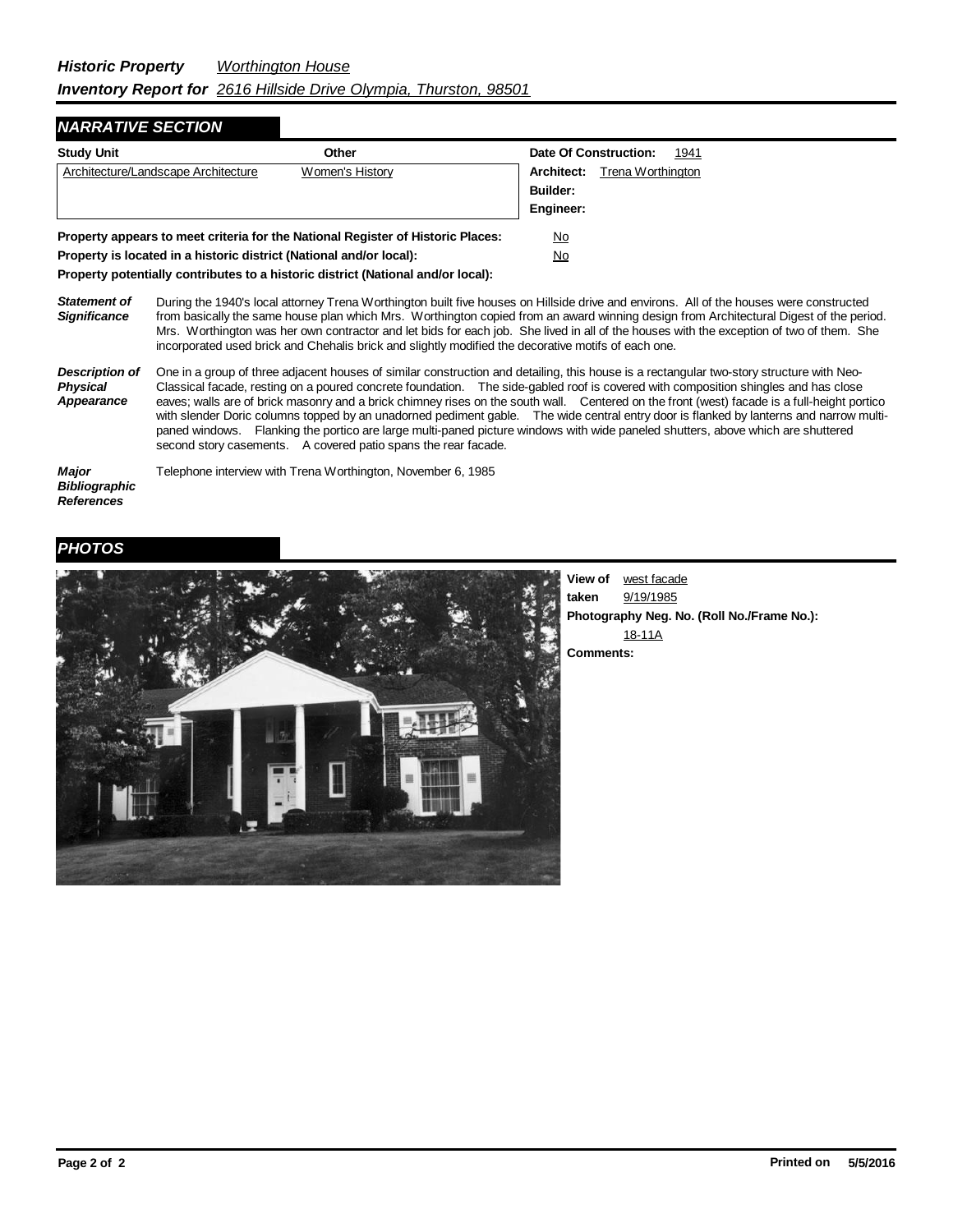***Historic Property*** *Worthington House*

***Inventory Report for*** *2616 Hillside Drive Olympia, Thurston, 98501*

## NARRATIVE SECTION

| Study Unit | Other |
|---|---|
| Architecture/Landscape Architecture | Women's History |

**Date Of Construction:** 1941

**Architect:** Trena Worthington

**Builder:**

**Engineer:**

**Property appears to meet criteria for the National Register of Historic Places:** No

**Property is located in a historic district (National and/or local):** No

**Property potentially contributes to a historic district (National and/or local):**

***Statement of Significance***

During the 1940's local attorney Trena Worthington built five houses on Hillside drive and environs. All of the houses were constructed from basically the same house plan which Mrs. Worthington copied from an award winning design from Architectural Digest of the period. Mrs. Worthington was her own contractor and let bids for each job. She lived in all of the houses with the exception of two of them. She incorporated used brick and Chehalis brick and slightly modified the decorative motifs of each one.

***Description of Physical Appearance***

One in a group of three adjacent houses of similar construction and detailing, this house is a rectangular two-story structure with Neo-Classical facade, resting on a poured concrete foundation. The side-gabled roof is covered with composition shingles and has close eaves; walls are of brick masonry and a brick chimney rises on the south wall. Centered on the front (west) facade is a full-height portico with slender Doric columns topped by an unadorned pediment gable. The wide central entry door is flanked by lanterns and narrow multi-paned windows. Flanking the portico are large multi-paned picture windows with wide paneled shutters, above which are shuttered second story casements. A covered patio spans the rear facade.

***Major Bibliographic References***

Telephone interview with Trena Worthington, November 6, 1985

## PHOTOS

**View of** west facade

**taken** 9/19/1985

**Photography Neg. No. (Roll No./Frame No.):** 18-11A

**Comments:**